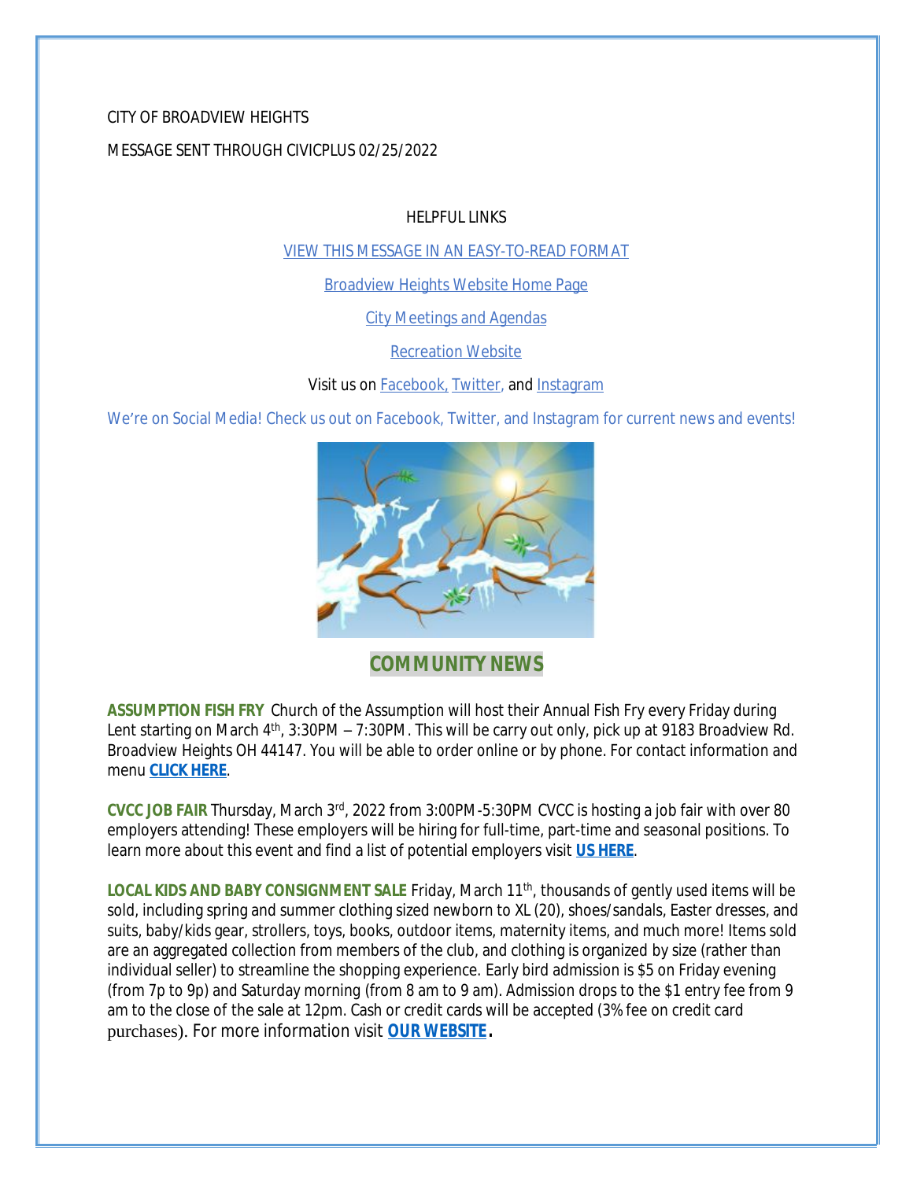CITY OF BROADVIEW HEIGHTS

MESSAGE SENT THROUGH CIVICPLUS 02/25/2022

HELPFUL LINKS

[VIEW THIS MESSAGE IN AN EASY-TO-READ FORMAT]

[Broadview Heights Website Home Page]

[City Meetings and Agendas]

[Recreation Website]

Visit us on [Facebook,] [Twitter,] and [Instagram]

We're on Social Media! Check us out on Facebook, Twitter, and Instagram for current news and events!

## COMMUNITY NEWS

**ASSUMPTION FISH FRY** Church of the Assumption will host their Annual Fish Fry every Friday during Lent starting on March 4th, 3:30PM – 7:30PM. This will be carry out only, pick up at 9183 Broadview Rd. Broadview Heights OH 44147. You will be able to order online or by phone. For contact information and menu **CLICK HERE**.

**CVCC JOB FAIR** Thursday, March 3rd, 2022 from 3:00PM-5:30PM CVCC is hosting a job fair with over 80 employers attending! These employers will be hiring for full-time, part-time and seasonal positions. To learn more about this event and find a list of potential employers visit **US HERE**.

**LOCAL KIDS AND BABY CONSIGNMENT SALE** Friday, March 11th, thousands of gently used items will be sold, including spring and summer clothing sized newborn to XL (20), shoes/sandals, Easter dresses, and suits, baby/kids gear, strollers, toys, books, outdoor items, maternity items, and much more! Items sold are an aggregated collection from members of the club, and clothing is organized by size (rather than individual seller) to streamline the shopping experience. Early bird admission is $5 on Friday evening (from 7p to 9p) and Saturday morning (from 8 am to 9 am). Admission drops to the $1 entry fee from 9 am to the close of the sale at 12pm. Cash or credit cards will be accepted (3% fee on credit card purchases). For more information visit **OUR WEBSITE**.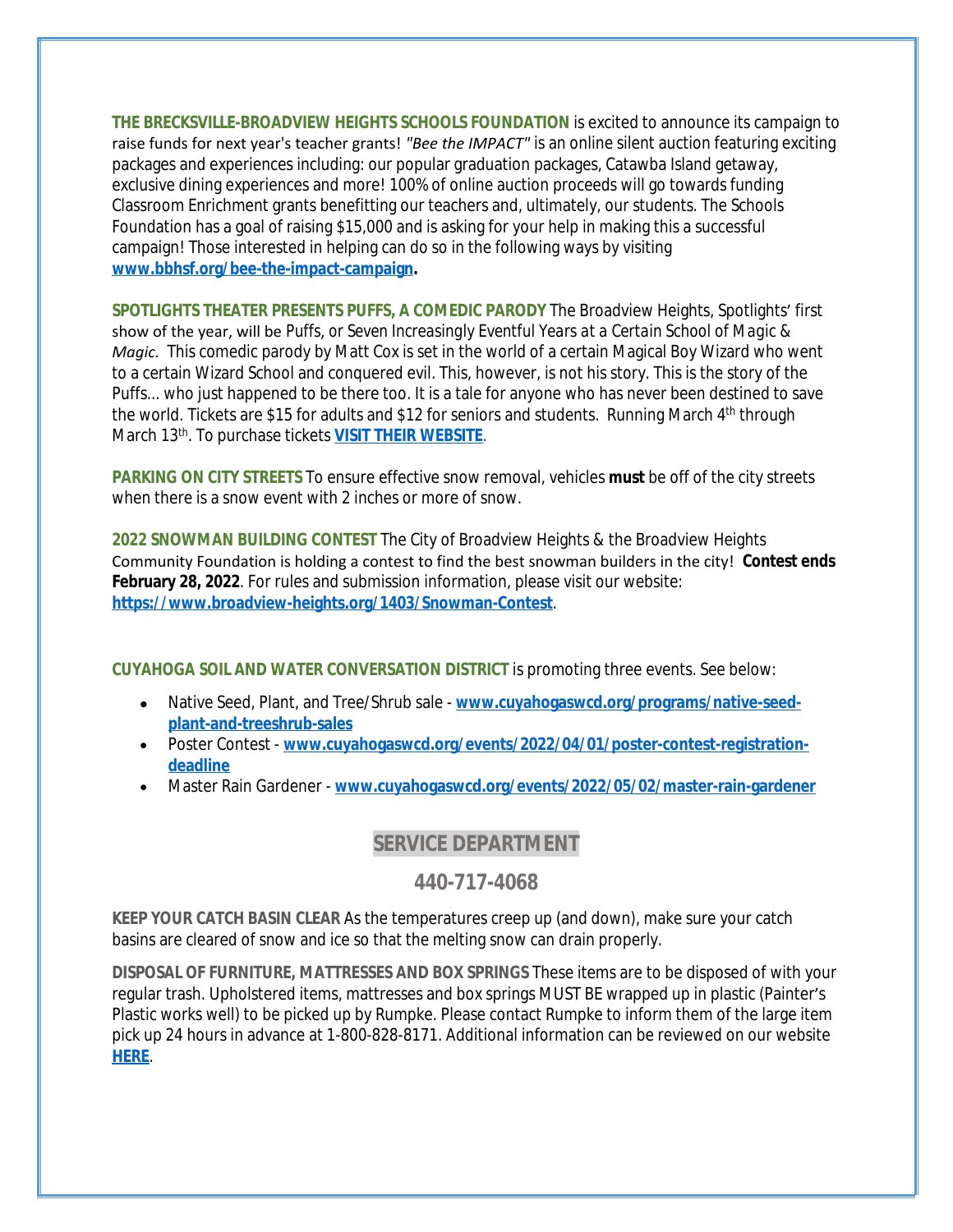**THE BRECKSVILLE-BROADVIEW HEIGHTS SCHOOLS FOUNDATION** is excited to announce its campaign to raise funds for next year's teacher grants! *"Bee the IMPACT"* is an online silent auction featuring exciting packages and experiences including: our popular graduation packages, Catawba Island getaway, exclusive dining experiences and more! 100% of online auction proceeds will go towards funding Classroom Enrichment grants benefitting our teachers and, ultimately, our students. The Schools Foundation has a goal of raising $15,000 and is asking for your help in making this a successful campaign! Those interested in helping can do so in the following ways by visiting **www.bbhsf.org/bee-the-impact-campaign.**

**SPOTLIGHTS THEATER PRESENTS PUFFS, A COMEDIC PARODY** The Broadview Heights, Spotlights' first show of the year, will be Puffs, or *Seven Increasingly Eventful Years at a Certain School of Magic & Magic.* This comedic parody by Matt Cox is set in the world of a certain Magical Boy Wizard who went to a certain Wizard School and conquered evil. This, however, is not his story. This is the story of the Puffs... who just happened to be there too. It is a tale for anyone who has never been destined to save the world. Tickets are $15 for adults and $12 for seniors and students. Running March 4th through March 13th. To purchase tickets **VISIT THEIR WEBSITE**.

**PARKING ON CITY STREETS** To ensure effective snow removal, vehicles **must** be off of the city streets when there is a snow event with 2 inches or more of snow.

**2022 SNOWMAN BUILDING CONTEST** The City of Broadview Heights & the Broadview Heights Community Foundation is holding a contest to find the best snowman builders in the city! **Contest ends February 28, 2022**. For rules and submission information, please visit our website: **https://www.broadview-heights.org/1403/Snowman-Contest**.

**CUYAHOGA SOIL AND WATER CONVERSATION DISTRICT** is promoting three events. See below:

- Native Seed, Plant, and Tree/Shrub sale - **www.cuyahogaswcd.org/programs/native-seed-plant-and-treeshrub-sales**
- Poster Contest - **www.cuyahogaswcd.org/events/2022/04/01/poster-contest-registration-deadline**
- Master Rain Gardener - **www.cuyahogaswcd.org/events/2022/05/02/master-rain-gardener**

## SERVICE DEPARTMENT

## 440-717-4068

**KEEP YOUR CATCH BASIN CLEAR** As the temperatures creep up (and down), make sure your catch basins are cleared of snow and ice so that the melting snow can drain properly.

**DISPOSAL OF FURNITURE, MATTRESSES AND BOX SPRINGS** These items are to be disposed of with your regular trash. Upholstered items, mattresses and box springs MUST BE wrapped up in plastic (Painter's Plastic works well) to be picked up by Rumpke. Please contact Rumpke to inform them of the large item pick up 24 hours in advance at 1-800-828-8171. Additional information can be reviewed on our website **HERE**.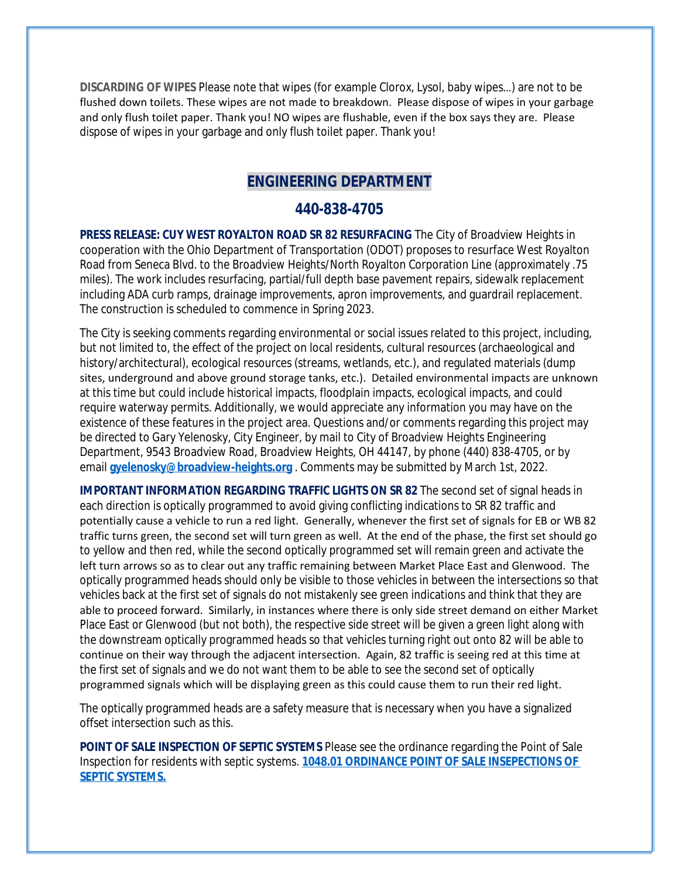**DISCARDING OF WIPES** Please note that wipes (for example Clorox, Lysol, baby wipes…) are not to be flushed down toilets. These wipes are not made to breakdown. Please dispose of wipes in your garbage and only flush toilet paper. Thank you! NO wipes are flushable, even if the box says they are. Please dispose of wipes in your garbage and only flush toilet paper. Thank you!

## ENGINEERING DEPARTMENT

## 440-838-4705

**PRESS RELEASE: CUY WEST ROYALTON ROAD SR 82 RESURFACING** The City of Broadview Heights in cooperation with the Ohio Department of Transportation (ODOT) proposes to resurface West Royalton Road from Seneca Blvd. to the Broadview Heights/North Royalton Corporation Line (approximately .75 miles). The work includes resurfacing, partial/full depth base pavement repairs, sidewalk replacement including ADA curb ramps, drainage improvements, apron improvements, and guardrail replacement. The construction is scheduled to commence in Spring 2023.

The City is seeking comments regarding environmental or social issues related to this project, including, but not limited to, the effect of the project on local residents, cultural resources (archaeological and history/architectural), ecological resources (streams, wetlands, etc.), and regulated materials (dump sites, underground and above ground storage tanks, etc.). Detailed environmental impacts are unknown at this time but could include historical impacts, floodplain impacts, ecological impacts, and could require waterway permits. Additionally, we would appreciate any information you may have on the existence of these features in the project area. Questions and/or comments regarding this project may be directed to Gary Yelenosky, City Engineer, by mail to City of Broadview Heights Engineering Department, 9543 Broadview Road, Broadview Heights, OH 44147, by phone (440) 838-4705, or by email **gyelenosky@broadview-heights.org** . Comments may be submitted by March 1st, 2022.

**IMPORTANT INFORMATION REGARDING TRAFFIC LIGHTS ON SR 82** The second set of signal heads in each direction is optically programmed to avoid giving conflicting indications to SR 82 traffic and potentially cause a vehicle to run a red light. Generally, whenever the first set of signals for EB or WB 82 traffic turns green, the second set will turn green as well. At the end of the phase, the first set should go to yellow and then red, while the second optically programmed set will remain green and activate the left turn arrows so as to clear out any traffic remaining between Market Place East and Glenwood. The optically programmed heads should only be visible to those vehicles in between the intersections so that vehicles back at the first set of signals do not mistakenly see green indications and think that they are able to proceed forward. Similarly, in instances where there is only side street demand on either Market Place East or Glenwood (but not both), the respective side street will be given a green light along with the downstream optically programmed heads so that vehicles turning right out onto 82 will be able to continue on their way through the adjacent intersection. Again, 82 traffic is seeing red at this time at the first set of signals and we do not want them to be able to see the second set of optically programmed signals which will be displaying green as this could cause them to run their red light.

The optically programmed heads are a safety measure that is necessary when you have a signalized offset intersection such as this.

**POINT OF SALE INSPECTION OF SEPTIC SYSTEMS** Please see the ordinance regarding the Point of Sale Inspection for residents with septic systems. **1048.01 ORDINANCE POINT OF SALE INSEPECTIONS OF SEPTIC SYSTEMS.**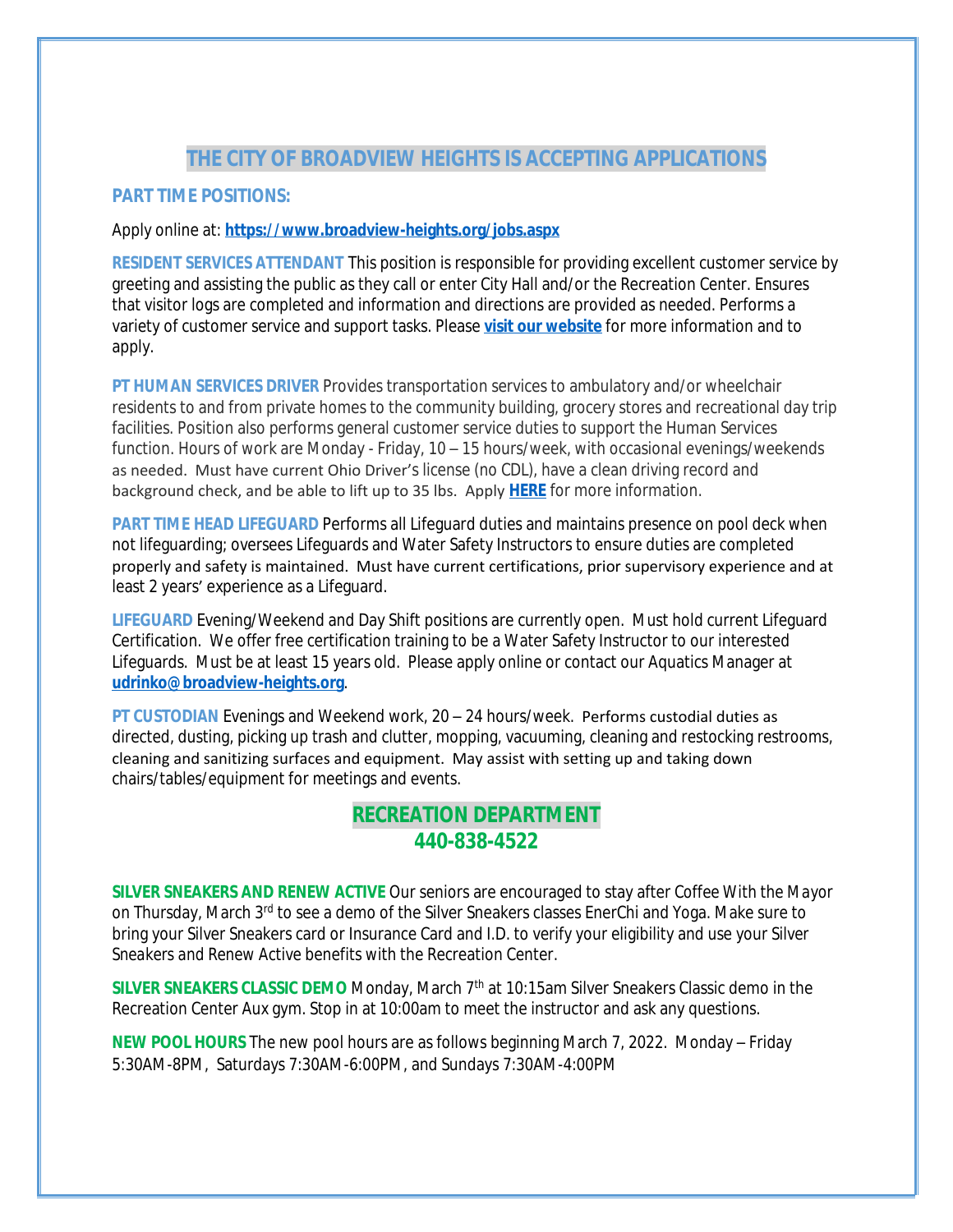# THE CITY OF BROADVIEW HEIGHTS IS ACCEPTING APPLICATIONS

## PART TIME POSITIONS:

Apply online at: **https://www.broadview-heights.org/jobs.aspx**

**RESIDENT SERVICES ATTENDANT** This position is responsible for providing excellent customer service by greeting and assisting the public as they call or enter City Hall and/or the Recreation Center. Ensures that visitor logs are completed and information and directions are provided as needed. Performs a variety of customer service and support tasks. Please **visit our website** for more information and to apply.

**PT HUMAN SERVICES DRIVER** Provides transportation services to ambulatory and/or wheelchair residents to and from private homes to the community building, grocery stores and recreational day trip facilities. Position also performs general customer service duties to support the Human Services function. Hours of work are Monday - Friday, 10 – 15 hours/week, with occasional evenings/weekends as needed. Must have current Ohio Driver's license (no CDL), have a clean driving record and background check, and be able to lift up to 35 lbs. Apply **HERE** for more information.

**PART TIME HEAD LIFEGUARD** Performs all Lifeguard duties and maintains presence on pool deck when not lifeguarding; oversees Lifeguards and Water Safety Instructors to ensure duties are completed properly and safety is maintained. Must have current certifications, prior supervisory experience and at least 2 years' experience as a Lifeguard.

**LIFEGUARD** Evening/Weekend and Day Shift positions are currently open. Must hold current Lifeguard Certification. We offer free certification training to be a Water Safety Instructor to our interested Lifeguards. Must be at least 15 years old. Please apply online or contact our Aquatics Manager at **udrinko@broadview-heights.org**.

**PT CUSTODIAN** Evenings and Weekend work, 20 – 24 hours/week. Performs custodial duties as directed, dusting, picking up trash and clutter, mopping, vacuuming, cleaning and restocking restrooms, cleaning and sanitizing surfaces and equipment. May assist with setting up and taking down chairs/tables/equipment for meetings and events.

## RECREATION DEPARTMENT
## 440-838-4522

**SILVER SNEAKERS AND RENEW ACTIVE** Our seniors are encouraged to stay after Coffee With the Mayor on Thursday, March 3rd to see a demo of the Silver Sneakers classes EnerChi and Yoga. Make sure to bring your Silver Sneakers card or Insurance Card and I.D. to verify your eligibility and use your Silver Sneakers and Renew Active benefits with the Recreation Center.

**SILVER SNEAKERS CLASSIC DEMO** Monday, March 7th at 10:15am Silver Sneakers Classic demo in the Recreation Center Aux gym. Stop in at 10:00am to meet the instructor and ask any questions.

**NEW POOL HOURS** The new pool hours are as follows beginning March 7, 2022. Monday – Friday 5:30AM-8PM, Saturdays 7:30AM-6:00PM, and Sundays 7:30AM-4:00PM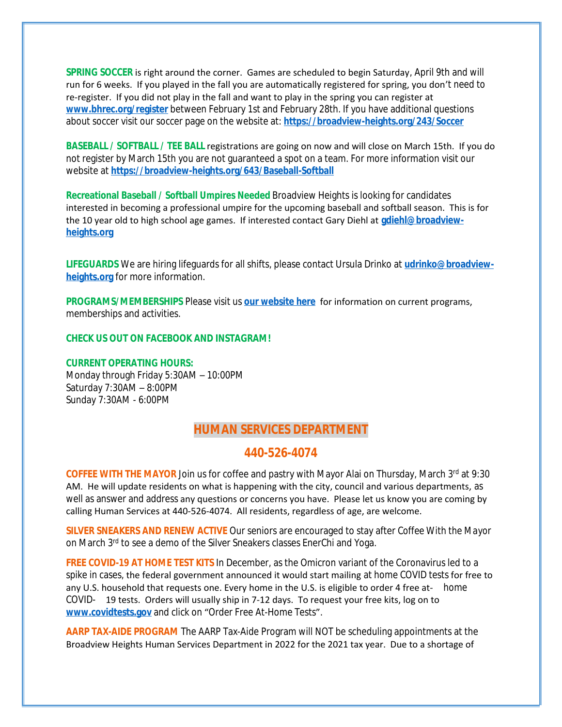**SPRING SOCCER** is right around the corner. Games are scheduled to begin Saturday, April 9th and will run for 6 weeks. If you played in the fall you are automatically registered for spring, you don't need to re-register. If you did not play in the fall and want to play in the spring you can register at **www.bhrec.org/register** between February 1st and February 28th. If you have additional questions about soccer visit our soccer page on the website at: **https://broadview-heights.org/243/Soccer**

**BASEBALL / SOFTBALL / TEE BALL** registrations are going on now and will close on March 15th. If you do not register by March 15th you are not guaranteed a spot on a team. For more information visit our website at **https://broadview-heights.org/643/Baseball-Softball**

**Recreational Baseball / Softball Umpires Needed** Broadview Heights is looking for candidates interested in becoming a professional umpire for the upcoming baseball and softball season. This is for the 10 year old to high school age games. If interested contact Gary Diehl at **gdiehl@broadview-heights.org**

**LIFEGUARDS** We are hiring lifeguards for all shifts, please contact Ursula Drinko at **udrinko@broadview-heights.org** for more information.

**PROGRAMS/MEMBERSHIPS** Please visit us **our website here** for information on current programs, memberships and activities.

**CHECK US OUT ON FACEBOOK AND INSTAGRAM!**

**CURRENT OPERATING HOURS:**
Monday through Friday 5:30AM – 10:00PM
Saturday 7:30AM – 8:00PM
Sunday 7:30AM - 6:00PM

## HUMAN SERVICES DEPARTMENT

## 440-526-4074

**COFFEE WITH THE MAYOR** Join us for coffee and pastry with Mayor Alai on Thursday, March 3rd at 9:30 AM. He will update residents on what is happening with the city, council and various departments, as well as answer and address any questions or concerns you have. Please let us know you are coming by calling Human Services at 440-526-4074. All residents, regardless of age, are welcome.

**SILVER SNEAKERS AND RENEW ACTIVE** Our seniors are encouraged to stay after Coffee With the Mayor on March 3rd to see a demo of the Silver Sneakers classes EnerChi and Yoga.

**FREE COVID-19 AT HOME TEST KITS** In December, as the Omicron variant of the Coronavirus led to a spike in cases, the federal government announced it would start mailing at home COVID tests for free to any U.S. household that requests one. Every home in the U.S. is eligible to order 4 free at-home COVID-19 tests. Orders will usually ship in 7-12 days. To request your free kits, log on to **www.covidtests.gov** and click on "Order Free At-Home Tests".

**AARP TAX-AIDE PROGRAM** The AARP Tax-Aide Program will NOT be scheduling appointments at the Broadview Heights Human Services Department in 2022 for the 2021 tax year. Due to a shortage of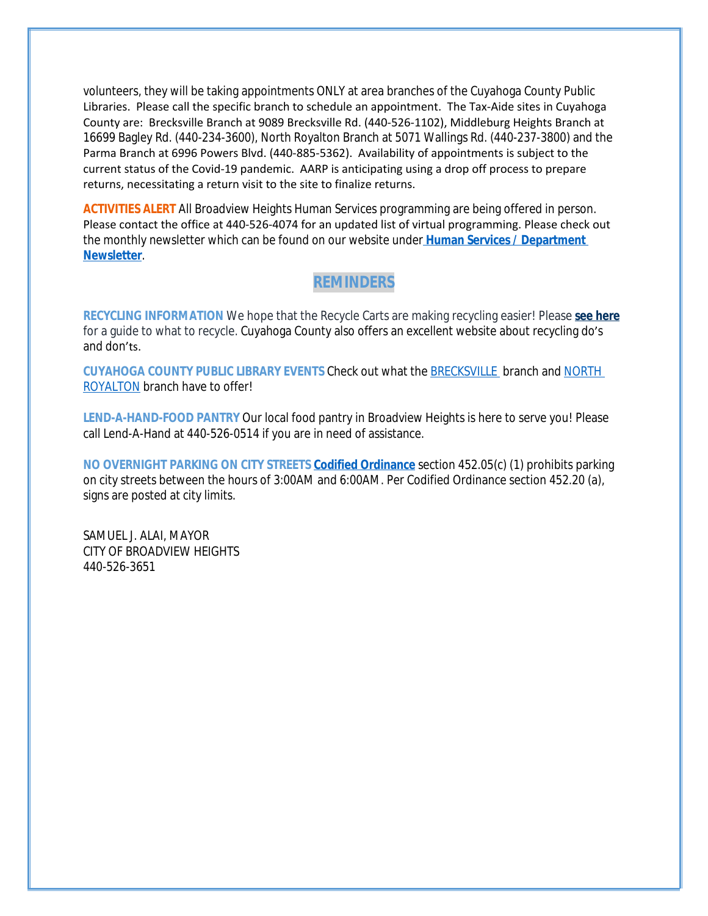volunteers, they will be taking appointments ONLY at area branches of the Cuyahoga County Public Libraries. Please call the specific branch to schedule an appointment. The Tax-Aide sites in Cuyahoga County are: Brecksville Branch at 9089 Brecksville Rd. (440-526-1102), Middleburg Heights Branch at 16699 Bagley Rd. (440-234-3600), North Royalton Branch at 5071 Wallings Rd. (440-237-3800) and the Parma Branch at 6996 Powers Blvd. (440-885-5362). Availability of appointments is subject to the current status of the Covid-19 pandemic. AARP is anticipating using a drop off process to prepare returns, necessitating a return visit to the site to finalize returns.

**ACTIVITIES ALERT** All Broadview Heights Human Services programming are being offered in person. Please contact the office at 440-526-4074 for an updated list of virtual programming. Please check out the monthly newsletter which can be found on our website under **Human Services / Department Newsletter**.

## REMINDERS

**RECYCLING INFORMATION** We hope that the Recycle Carts are making recycling easier! Please **see here** for a guide to what to recycle. Cuyahoga County also offers an excellent website about recycling do's and don'ts.

**CUYAHOGA COUNTY PUBLIC LIBRARY EVENTS** Check out what the BRECKSVILLE branch and NORTH ROYALTON branch have to offer!

**LEND-A-HAND-FOOD PANTRY** Our local food pantry in Broadview Heights is here to serve you! Please call Lend-A-Hand at 440-526-0514 if you are in need of assistance.

**NO OVERNIGHT PARKING ON CITY STREETS** **Codified Ordinance** section 452.05(c) (1) prohibits parking on city streets between the hours of 3:00AM and 6:00AM. Per Codified Ordinance section 452.20 (a), signs are posted at city limits.

SAMUEL J. ALAI, MAYOR
CITY OF BROADVIEW HEIGHTS
440-526-3651